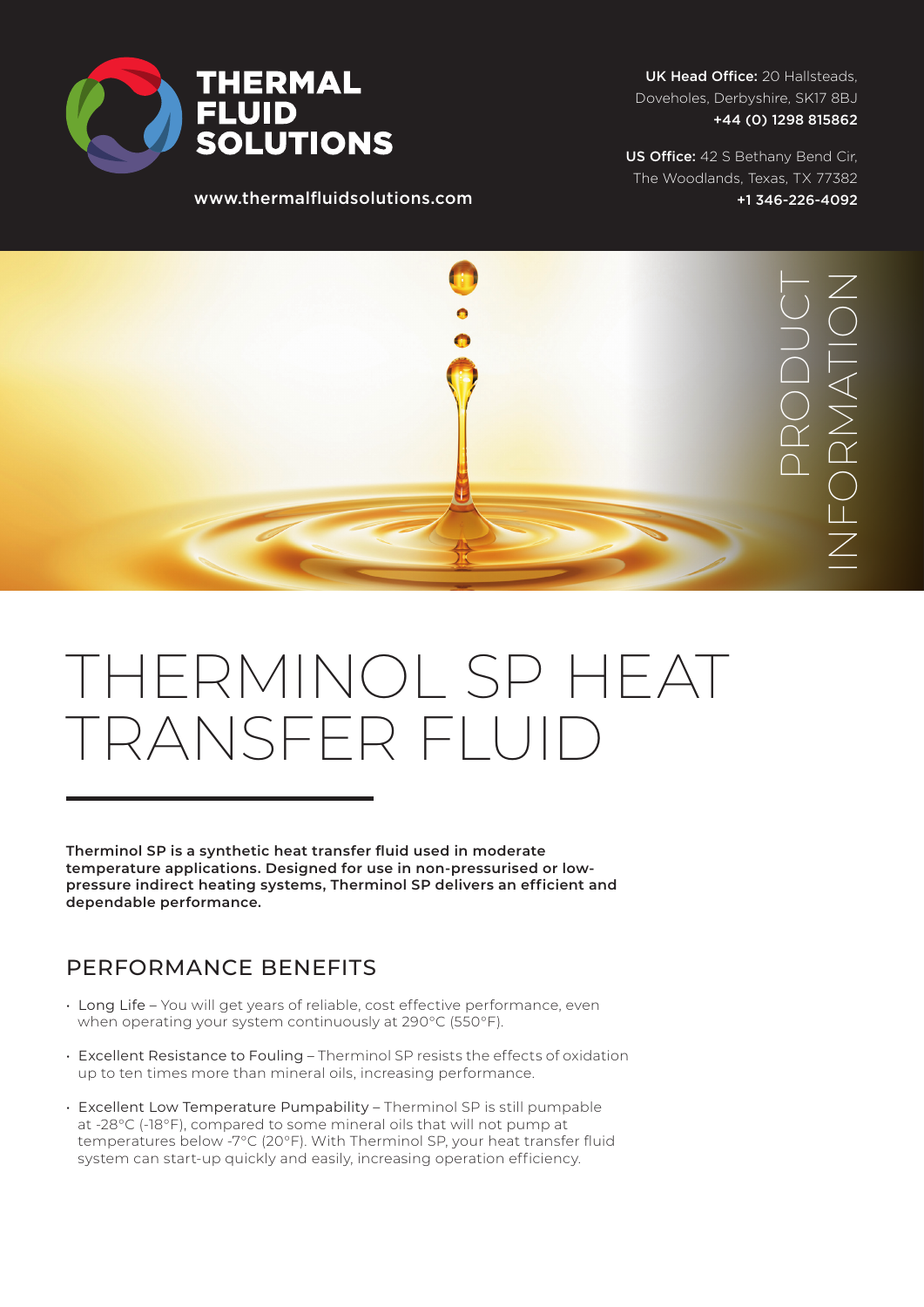THERMAL FLUID SOLUTIONS

www.thermalfluidsolutions.com

**UK Head Office:** 20 Hallsteads, Doveholes, Derbyshire, SK17 8BJ
**+44 (0) 1298 815862**

**US Office:** 42 S Bethany Bend Cir, The Woodlands, Texas, TX 77382
**+1 346-226-4092**

PRODUCT INFORMATION

# THERMINOL SP HEAT TRANSFER FLUID

**Therminol SP is a synthetic heat transfer fluid used in moderate temperature applications. Designed for use in non-pressurised or low-pressure indirect heating systems, Therminol SP delivers an efficient and dependable performance.**

## PERFORMANCE BENEFITS

- Long Life – You will get years of reliable, cost effective performance, even when operating your system continuously at 290°C (550°F).
- Excellent Resistance to Fouling – Therminol SP resists the effects of oxidation up to ten times more than mineral oils, increasing performance.
- Excellent Low Temperature Pumpability – Therminol SP is still pumpable at -28°C (-18°F), compared to some mineral oils that will not pump at temperatures below -7°C (20°F). With Therminol SP, your heat transfer fluid system can start-up quickly and easily, increasing operation efficiency.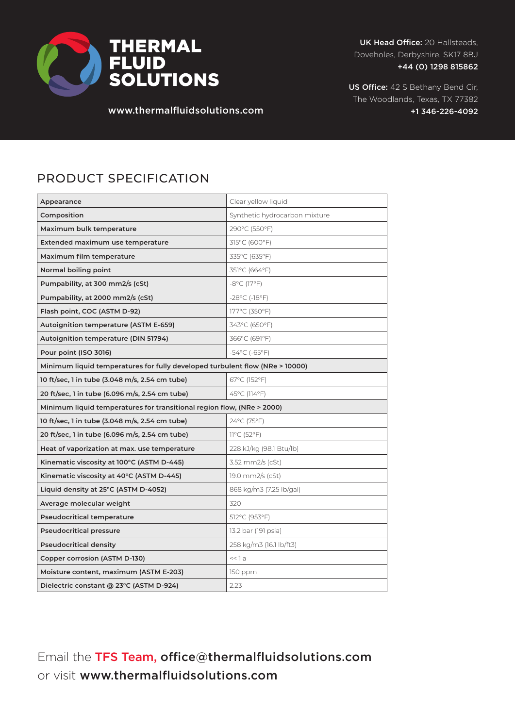**THERMAL FLUID SOLUTIONS**

www.thermalfluidsolutions.com

**UK Head Office:** 20 Hallsteads, Doveholes, Derbyshire, SK17 8BJ
**+44 (0) 1298 815862**

**US Office:** 42 S Bethany Bend Cir, The Woodlands, Texas, TX 77382
**+1 346-226-4092**

## PRODUCT SPECIFICATION

| | |
|---|---|
| **Appearance** | Clear yellow liquid |
| **Composition** | Synthetic hydrocarbon mixture |
| **Maximum bulk temperature** | 290°C (550°F) |
| **Extended maximum use temperature** | 315°C (600°F) |
| **Maximum film temperature** | 335°C (635°F) |
| **Normal boiling point** | 351°C (664°F) |
| **Pumpability, at 300 mm2/s (cSt)** | -8°C (17°F) |
| **Pumpability, at 2000 mm2/s (cSt)** | -28°C (-18°F) |
| **Flash point, COC (ASTM D-92)** | 177°C (350°F) |
| **Autoignition temperature (ASTM E-659)** | 343°C (650°F) |
| **Autoignition temperature (DIN 51794)** | 366°C (691°F) |
| **Pour point (ISO 3016)** | -54°C (-65°F) |
| **Minimum liquid temperatures for fully developed turbulent flow (NRe > 10000)** | |
| **10 ft/sec, 1 in tube (3.048 m/s, 2.54 cm tube)** | 67°C (152°F) |
| **20 ft/sec, 1 in tube (6.096 m/s, 2.54 cm tube)** | 45°C (114°F) |
| **Minimum liquid temperatures for transitional region flow, (NRe > 2000)** | |
| **10 ft/sec, 1 in tube (3.048 m/s, 2.54 cm tube)** | 24°C (75°F) |
| **20 ft/sec, 1 in tube (6.096 m/s, 2.54 cm tube)** | 11°C (52°F) |
| **Heat of vaporization at max. use temperature** | 228 kJ/kg (98.1 Btu/lb) |
| **Kinematic viscosity at 100°C (ASTM D-445)** | 3.52 mm2/s (cSt) |
| **Kinematic viscosity at 40°C (ASTM D-445)** | 19.0 mm2/s (cSt) |
| **Liquid density at 25°C (ASTM D-4052)** | 868 kg/m3 (7.25 lb/gal) |
| **Average molecular weight** | 320 |
| **Pseudocritical temperature** | 512°C (953°F) |
| **Pseudocritical pressure** | 13.2 bar (191 psia) |
| **Pseudocritical density** | 258 kg/m3 (16.1 lb/ft3) |
| **Copper corrosion (ASTM D-130)** | << 1 a |
| **Moisture content, maximum (ASTM E-203)** | 150 ppm |
| **Dielectric constant @ 23°C (ASTM D-924)** | 2.23 |

Email the **TFS Team, office@thermalfluidsolutions.com**
or visit **www.thermalfluidsolutions.com**